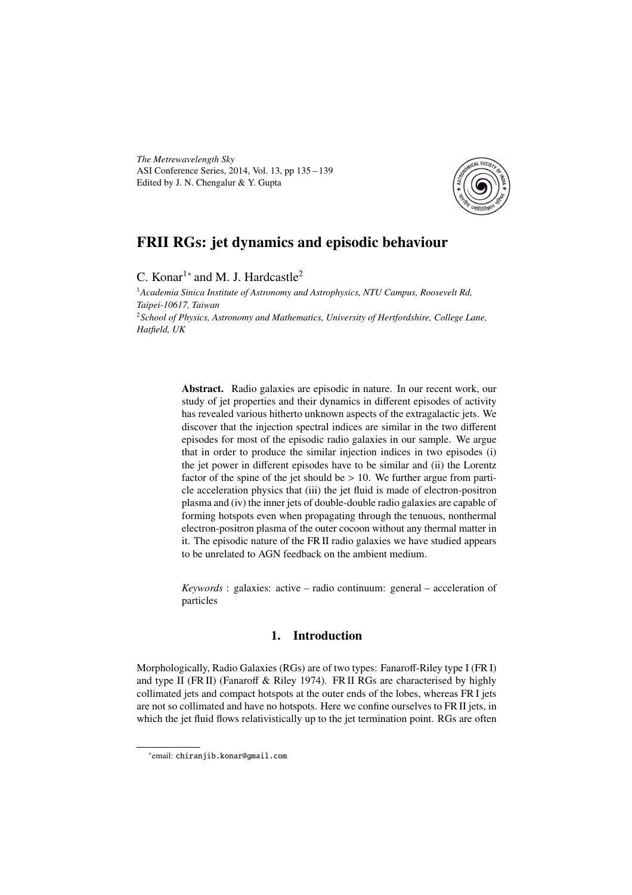*The Metrewavelength Sky*
ASI Conference Series, 2014, Vol. 13, pp 135 – 139
Edited by J. N. Chengalur & Y. Gupta

# FRII RGs: jet dynamics and episodic behaviour

C. Konar[1]* and M. J. Hardcastle[2]

[1]*Academia Sinica Institute of Astronomy and Astrophysics, NTU Campus, Roosevelt Rd, Taipei-10617, Taiwan*
[2]*School of Physics, Astronomy and Mathematics, University of Hertfordshire, College Lane, Hatfield, UK*

**Abstract.** Radio galaxies are episodic in nature. In our recent work, our study of jet properties and their dynamics in different episodes of activity has revealed various hitherto unknown aspects of the extragalactic jets. We discover that the injection spectral indices are similar in the two different episodes for most of the episodic radio galaxies in our sample. We argue that in order to produce the similar injection indices in two episodes (i) the jet power in different episodes have to be similar and (ii) the Lorentz factor of the spine of the jet should be $> 10$. We further argue from particle acceleration physics that (iii) the jet fluid is made of electron-positron plasma and (iv) the inner jets of double-double radio galaxies are capable of forming hotspots even when propagating through the tenuous, nonthermal electron-positron plasma of the outer cocoon without any thermal matter in it. The episodic nature of the FR II radio galaxies we have studied appears to be unrelated to AGN feedback on the ambient medium.

*Keywords* : galaxies: active – radio continuum: general – acceleration of particles

## 1. Introduction

Morphologically, Radio Galaxies (RGs) are of two types: Fanaroff-Riley type I (FR I) and type II (FR II) (Fanaroff & Riley 1974). FR II RGs are characterised by highly collimated jets and compact hotspots at the outer ends of the lobes, whereas FR I jets are not so collimated and have no hotspots. Here we confine ourselves to FR II jets, in which the jet fluid flows relativistically up to the jet termination point. RGs are often

*email: chiranjib.konar@gmail.com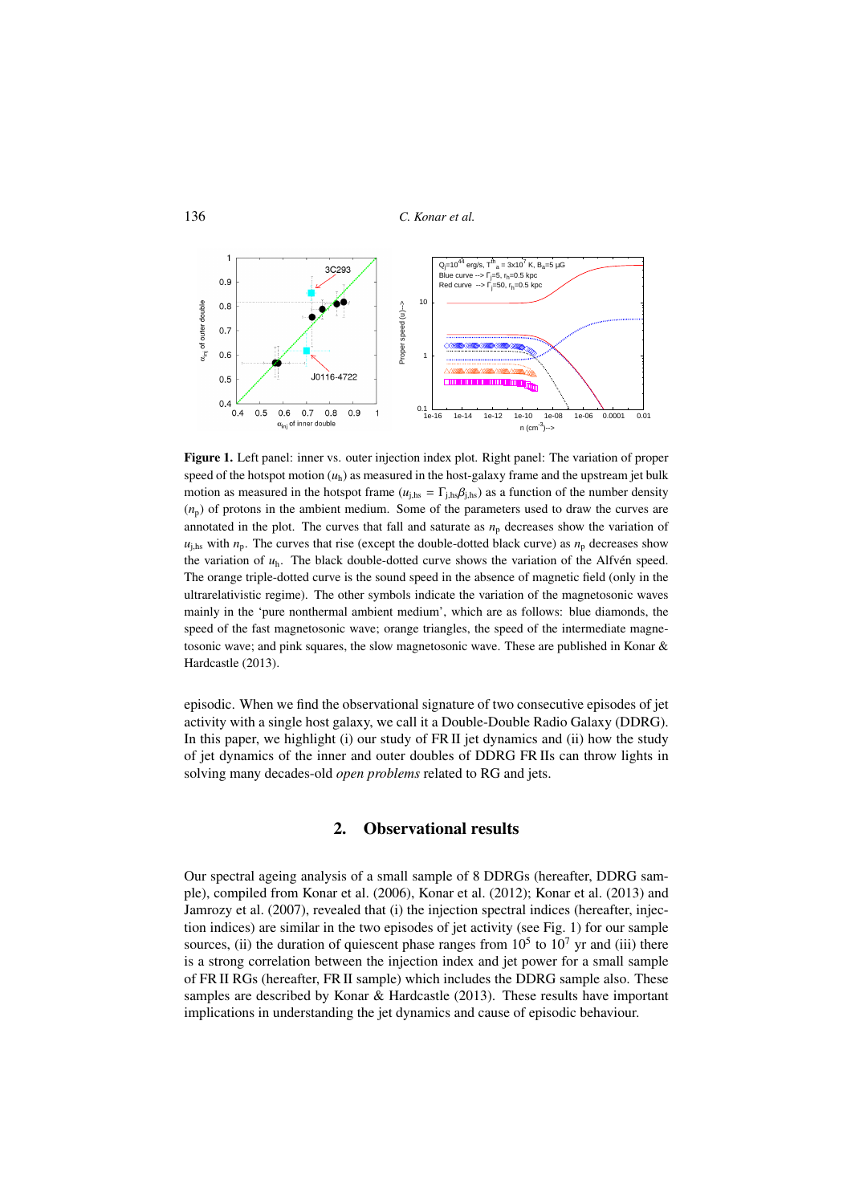**Figure 1.** Left panel: inner vs. outer injection index plot. Right panel: The variation of proper speed of the hotspot motion ($u_{\rm h}$) as measured in the host-galaxy frame and the upstream jet bulk motion as measured in the hotspot frame ($u_{\rm j,hs} = \Gamma_{\rm j,hs}\beta_{\rm j,hs}$) as a function of the number density ($n_{\rm p}$) of protons in the ambient medium. Some of the parameters used to draw the curves are annotated in the plot. The curves that fall and saturate as $n_{\rm p}$ decreases show the variation of $u_{\rm j,hs}$ with $n_{\rm p}$. The curves that rise (except the double-dotted black curve) as $n_{\rm p}$ decreases show the variation of $u_{\rm h}$. The black double-dotted curve shows the variation of the Alfvén speed. The orange triple-dotted curve is the sound speed in the absence of magnetic field (only in the ultrarelativistic regime). The other symbols indicate the variation of the magnetosonic waves mainly in the 'pure nonthermal ambient medium', which are as follows: blue diamonds, the speed of the fast magnetosonic wave; orange triangles, the speed of the intermediate magnetosonic wave; and pink squares, the slow magnetosonic wave. These are published in Konar & Hardcastle (2013).

episodic. When we find the observational signature of two consecutive episodes of jet activity with a single host galaxy, we call it a Double-Double Radio Galaxy (DDRG). In this paper, we highlight (i) our study of FR II jet dynamics and (ii) how the study of jet dynamics of the inner and outer doubles of DDRG FR IIs can throw lights in solving many decades-old *open problems* related to RG and jets.

## 2. Observational results

Our spectral ageing analysis of a small sample of 8 DDRGs (hereafter, DDRG sample), compiled from Konar et al. (2006), Konar et al. (2012); Konar et al. (2013) and Jamrozy et al. (2007), revealed that (i) the injection spectral indices (hereafter, injection indices) are similar in the two episodes of jet activity (see Fig. 1) for our sample sources, (ii) the duration of quiescent phase ranges from $10^5$ to $10^7$ yr and (iii) there is a strong correlation between the injection index and jet power for a small sample of FR II RGs (hereafter, FR II sample) which includes the DDRG sample also. These samples are described by Konar & Hardcastle (2013). These results have important implications in understanding the jet dynamics and cause of episodic behaviour.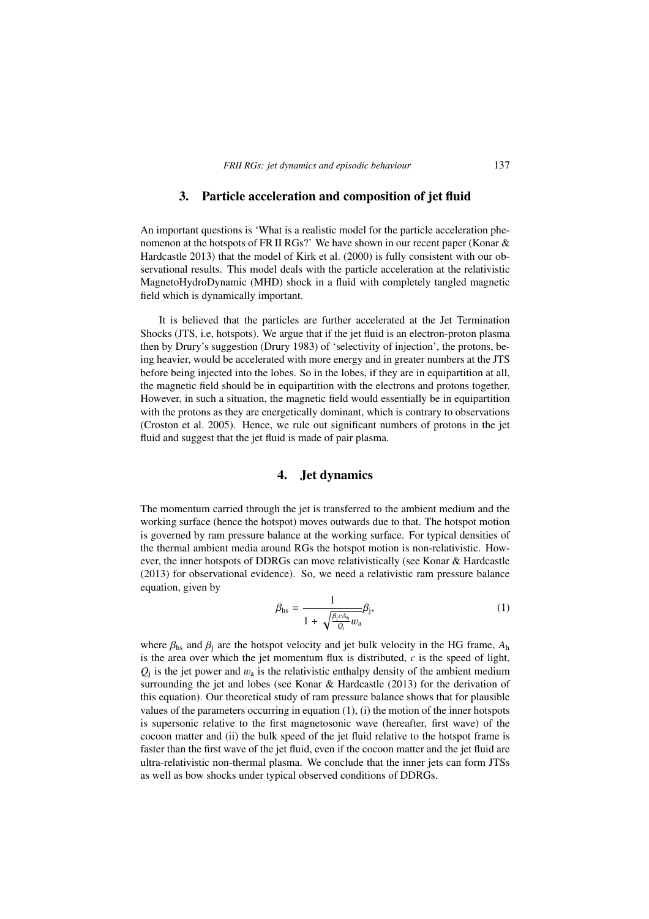## 3. Particle acceleration and composition of jet fluid

An important questions is 'What is a realistic model for the particle acceleration phenomenon at the hotspots of FR II RGs?' We have shown in our recent paper (Konar & Hardcastle 2013) that the model of Kirk et al. (2000) is fully consistent with our observational results. This model deals with the particle acceleration at the relativistic MagnetoHydroDynamic (MHD) shock in a fluid with completely tangled magnetic field which is dynamically important.

It is believed that the particles are further accelerated at the Jet Termination Shocks (JTS, i.e, hotspots). We argue that if the jet fluid is an electron-proton plasma then by Drury's suggestion (Drury 1983) of 'selectivity of injection', the protons, being heavier, would be accelerated with more energy and in greater numbers at the JTS before being injected into the lobes. So in the lobes, if they are in equipartition at all, the magnetic field should be in equipartition with the electrons and protons together. However, in such a situation, the magnetic field would essentially be in equipartition with the protons as they are energetically dominant, which is contrary to observations (Croston et al. 2005). Hence, we rule out significant numbers of protons in the jet fluid and suggest that the jet fluid is made of pair plasma.

## 4. Jet dynamics

The momentum carried through the jet is transferred to the ambient medium and the working surface (hence the hotspot) moves outwards due to that. The hotspot motion is governed by ram pressure balance at the working surface. For typical densities of the thermal ambient media around RGs the hotspot motion is non-relativistic. However, the inner hotspots of DDRGs can move relativistically (see Konar & Hardcastle (2013) for observational evidence). So, we need a relativistic ram pressure balance equation, given by

$$\beta_{\rm hs} = \frac{1}{1 + \sqrt{\frac{\beta_{\rm j} c A_{\rm h}}{Q_{\rm j}}} w_{\rm a}} \beta_{\rm j}, \tag{1}$$

where $\beta_{\rm hs}$ and $\beta_{\rm j}$ are the hotspot velocity and jet bulk velocity in the HG frame, $A_{\rm h}$ is the area over which the jet momentum flux is distributed, $c$ is the speed of light, $Q_{\rm j}$ is the jet power and $w_{\rm a}$ is the relativistic enthalpy density of the ambient medium surrounding the jet and lobes (see Konar & Hardcastle (2013) for the derivation of this equation). Our theoretical study of ram pressure balance shows that for plausible values of the parameters occurring in equation (1), (i) the motion of the inner hotspots is supersonic relative to the first magnetosonic wave (hereafter, first wave) of the cocoon matter and (ii) the bulk speed of the jet fluid relative to the hotspot frame is faster than the first wave of the jet fluid, even if the cocoon matter and the jet fluid are ultra-relativistic non-thermal plasma. We conclude that the inner jets can form JTSs as well as bow shocks under typical observed conditions of DDRGs.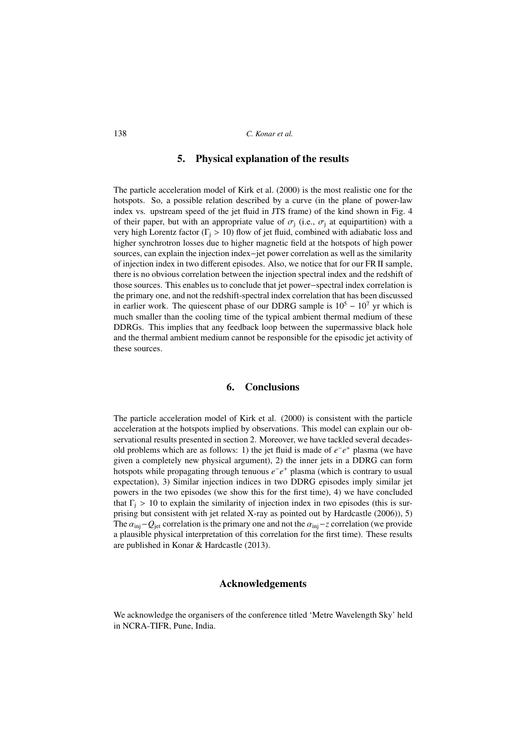## 5. Physical explanation of the results

The particle acceleration model of Kirk et al. (2000) is the most realistic one for the hotspots. So, a possible relation described by a curve (in the plane of power-law index vs. upstream speed of the jet fluid in JTS frame) of the kind shown in Fig. 4 of their paper, but with an appropriate value of $\sigma_j$ (i.e., $\sigma_j$ at equipartition) with a very high Lorentz factor ($\Gamma_j > 10$) flow of jet fluid, combined with adiabatic loss and higher synchrotron losses due to higher magnetic field at the hotspots of high power sources, can explain the injection index–jet power correlation as well as the similarity of injection index in two different episodes. Also, we notice that for our FR II sample, there is no obvious correlation between the injection spectral index and the redshift of those sources. This enables us to conclude that jet power–spectral index correlation is the primary one, and not the redshift-spectral index correlation that has been discussed in earlier work. The quiescent phase of our DDRG sample is $10^5 - 10^7$ yr which is much smaller than the cooling time of the typical ambient thermal medium of these DDRGs. This implies that any feedback loop between the supermassive black hole and the thermal ambient medium cannot be responsible for the episodic jet activity of these sources.

## 6. Conclusions

The particle acceleration model of Kirk et al. (2000) is consistent with the particle acceleration at the hotspots implied by observations. This model can explain our observational results presented in section 2. Moreover, we have tackled several decades-old problems which are as follows: 1) the jet fluid is made of $e^-e^+$ plasma (we have given a completely new physical argument), 2) the inner jets in a DDRG can form hotspots while propagating through tenuous $e^-e^+$ plasma (which is contrary to usual expectation), 3) Similar injection indices in two DDRG episodes imply similar jet powers in the two episodes (we show this for the first time), 4) we have concluded that $\Gamma_j > 10$ to explain the similarity of injection index in two episodes (this is surprising but consistent with jet related X-ray as pointed out by Hardcastle (2006)), 5) The $\alpha_{inj} - Q_{jet}$ correlation is the primary one and not the $\alpha_{inj} - z$ correlation (we provide a plausible physical interpretation of this correlation for the first time). These results are published in Konar & Hardcastle (2013).

## Acknowledgements

We acknowledge the organisers of the conference titled 'Metre Wavelength Sky' held in NCRA-TIFR, Pune, India.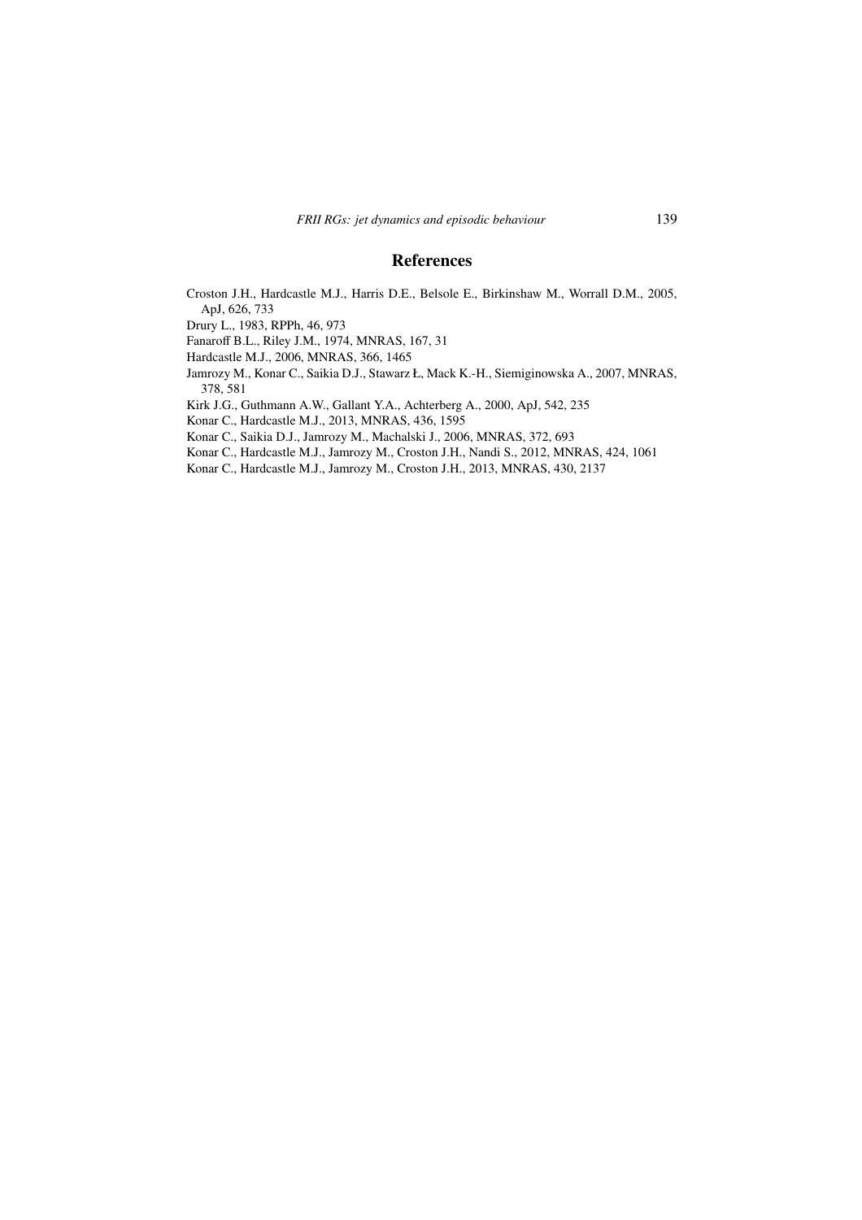## References

Croston J.H., Hardcastle M.J., Harris D.E., Belsole E., Birkinshaw M., Worrall D.M., 2005, ApJ, 626, 733

Drury L., 1983, RPPh, 46, 973

Fanaroff B.L., Riley J.M., 1974, MNRAS, 167, 31

Hardcastle M.J., 2006, MNRAS, 366, 1465

Jamrozy M., Konar C., Saikia D.J., Stawarz Ł, Mack K.-H., Siemiginowska A., 2007, MNRAS, 378, 581

Kirk J.G., Guthmann A.W., Gallant Y.A., Achterberg A., 2000, ApJ, 542, 235

Konar C., Hardcastle M.J., 2013, MNRAS, 436, 1595

Konar C., Saikia D.J., Jamrozy M., Machalski J., 2006, MNRAS, 372, 693

Konar C., Hardcastle M.J., Jamrozy M., Croston J.H., Nandi S., 2012, MNRAS, 424, 1061

Konar C., Hardcastle M.J., Jamrozy M., Croston J.H., 2013, MNRAS, 430, 2137